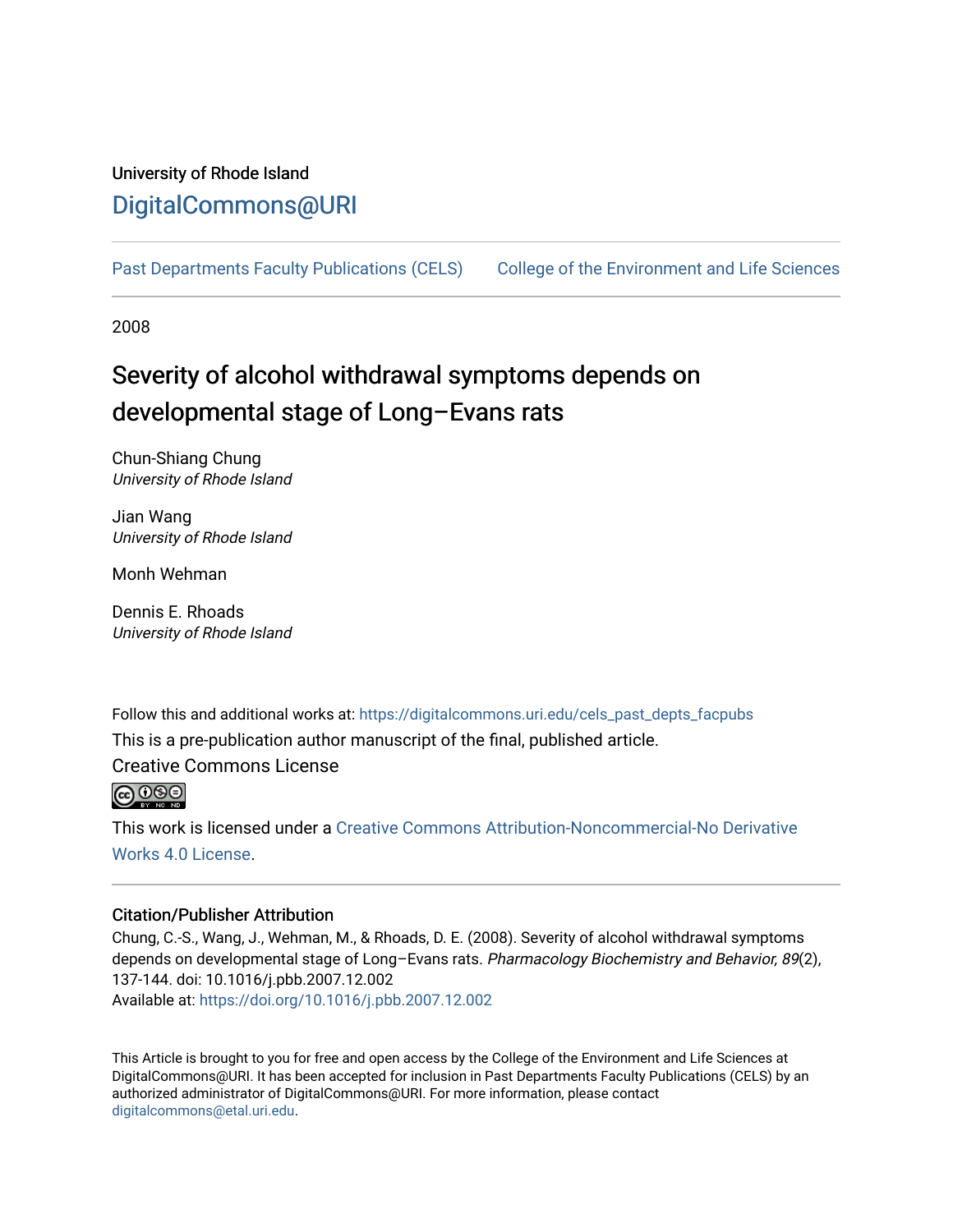University of Rhode Island

## DigitalCommons@URI

Past Departments Faculty Publications (CELS) College of the Environment and Life Sciences

2008

# Severity of alcohol withdrawal symptoms depends on developmental stage of Long–Evans rats

Chun-Shiang Chung
*University of Rhode Island*

Jian Wang
*University of Rhode Island*

Monh Wehman

Dennis E. Rhoads
*University of Rhode Island*

Follow this and additional works at: https://digitalcommons.uri.edu/cels_past_depts_facpubs

This is a pre-publication author manuscript of the final, published article.

Creative Commons License

This work is licensed under a Creative Commons Attribution-Noncommercial-No Derivative Works 4.0 License.

### Citation/Publisher Attribution

Chung, C.-S., Wang, J., Wehman, M., & Rhoads, D. E. (2008). Severity of alcohol withdrawal symptoms depends on developmental stage of Long–Evans rats. *Pharmacology Biochemistry and Behavior, 89*(2), 137-144. doi: 10.1016/j.pbb.2007.12.002
Available at: https://doi.org/10.1016/j.pbb.2007.12.002

This Article is brought to you for free and open access by the College of the Environment and Life Sciences at DigitalCommons@URI. It has been accepted for inclusion in Past Departments Faculty Publications (CELS) by an authorized administrator of DigitalCommons@URI. For more information, please contact digitalcommons@etal.uri.edu.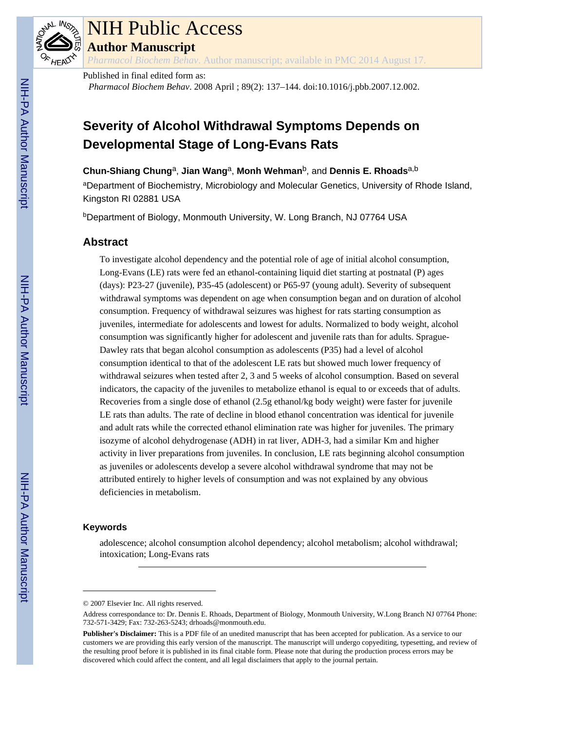Published in final edited form as:

*Pharmacol Biochem Behav*. 2008 April ; 89(2): 137–144. doi:10.1016/j.pbb.2007.12.002.

# Severity of Alcohol Withdrawal Symptoms Depends on Developmental Stage of Long-Evans Rats

**Chun-Shiang Chung**[a], **Jian Wang**[a], **Monh Wehman**[b], and **Dennis E. Rhoads**[a,b]

[a]Department of Biochemistry, Microbiology and Molecular Genetics, University of Rhode Island, Kingston RI 02881 USA

[b]Department of Biology, Monmouth University, W. Long Branch, NJ 07764 USA

## Abstract

To investigate alcohol dependency and the potential role of age of initial alcohol consumption, Long-Evans (LE) rats were fed an ethanol-containing liquid diet starting at postnatal (P) ages (days): P23-27 (juvenile), P35-45 (adolescent) or P65-97 (young adult). Severity of subsequent withdrawal symptoms was dependent on age when consumption began and on duration of alcohol consumption. Frequency of withdrawal seizures was highest for rats starting consumption as juveniles, intermediate for adolescents and lowest for adults. Normalized to body weight, alcohol consumption was significantly higher for adolescent and juvenile rats than for adults. Sprague-Dawley rats that began alcohol consumption as adolescents (P35) had a level of alcohol consumption identical to that of the adolescent LE rats but showed much lower frequency of withdrawal seizures when tested after 2, 3 and 5 weeks of alcohol consumption. Based on several indicators, the capacity of the juveniles to metabolize ethanol is equal to or exceeds that of adults. Recoveries from a single dose of ethanol (2.5g ethanol/kg body weight) were faster for juvenile LE rats than adults. The rate of decline in blood ethanol concentration was identical for juvenile and adult rats while the corrected ethanol elimination rate was higher for juveniles. The primary isozyme of alcohol dehydrogenase (ADH) in rat liver, ADH-3, had a similar Km and higher activity in liver preparations from juveniles. In conclusion, LE rats beginning alcohol consumption as juveniles or adolescents develop a severe alcohol withdrawal syndrome that may not be attributed entirely to higher levels of consumption and was not explained by any obvious deficiencies in metabolism.

### Keywords

adolescence; alcohol consumption alcohol dependency; alcohol metabolism; alcohol withdrawal; intoxication; Long-Evans rats

---

© 2007 Elsevier Inc. All rights reserved.

Address correspondance to: Dr. Dennis E. Rhoads, Department of Biology, Monmouth University, W.Long Branch NJ 07764 Phone: 732-571-3429; Fax: 732-263-5243; drhoads@monmouth.edu.

**Publisher's Disclaimer:** This is a PDF file of an unedited manuscript that has been accepted for publication. As a service to our customers we are providing this early version of the manuscript. The manuscript will undergo copyediting, typesetting, and review of the resulting proof before it is published in its final citable form. Please note that during the production process errors may be discovered which could affect the content, and all legal disclaimers that apply to the journal pertain.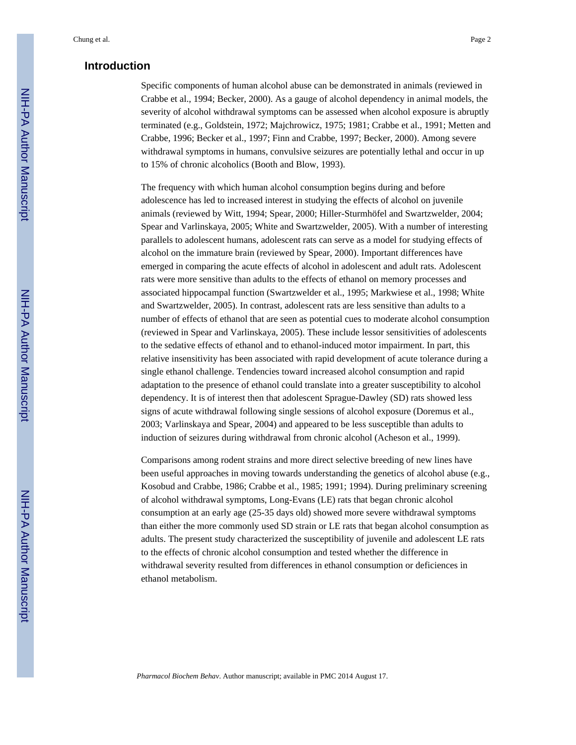## Introduction

Specific components of human alcohol abuse can be demonstrated in animals (reviewed in Crabbe et al., 1994; Becker, 2000). As a gauge of alcohol dependency in animal models, the severity of alcohol withdrawal symptoms can be assessed when alcohol exposure is abruptly terminated (e.g., Goldstein, 1972; Majchrowicz, 1975; 1981; Crabbe et al., 1991; Metten and Crabbe, 1996; Becker et al., 1997; Finn and Crabbe, 1997; Becker, 2000). Among severe withdrawal symptoms in humans, convulsive seizures are potentially lethal and occur in up to 15% of chronic alcoholics (Booth and Blow, 1993).

The frequency with which human alcohol consumption begins during and before adolescence has led to increased interest in studying the effects of alcohol on juvenile animals (reviewed by Witt, 1994; Spear, 2000; Hiller-Sturmhöfel and Swartzwelder, 2004; Spear and Varlinskaya, 2005; White and Swartzwelder, 2005). With a number of interesting parallels to adolescent humans, adolescent rats can serve as a model for studying effects of alcohol on the immature brain (reviewed by Spear, 2000). Important differences have emerged in comparing the acute effects of alcohol in adolescent and adult rats. Adolescent rats were more sensitive than adults to the effects of ethanol on memory processes and associated hippocampal function (Swartzwelder et al., 1995; Markwiese et al., 1998; White and Swartzwelder, 2005). In contrast, adolescent rats are less sensitive than adults to a number of effects of ethanol that are seen as potential cues to moderate alcohol consumption (reviewed in Spear and Varlinskaya, 2005). These include lessor sensitivities of adolescents to the sedative effects of ethanol and to ethanol-induced motor impairment. In part, this relative insensitivity has been associated with rapid development of acute tolerance during a single ethanol challenge. Tendencies toward increased alcohol consumption and rapid adaptation to the presence of ethanol could translate into a greater susceptibility to alcohol dependency. It is of interest then that adolescent Sprague-Dawley (SD) rats showed less signs of acute withdrawal following single sessions of alcohol exposure (Doremus et al., 2003; Varlinskaya and Spear, 2004) and appeared to be less susceptible than adults to induction of seizures during withdrawal from chronic alcohol (Acheson et al., 1999).

Comparisons among rodent strains and more direct selective breeding of new lines have been useful approaches in moving towards understanding the genetics of alcohol abuse (e.g., Kosobud and Crabbe, 1986; Crabbe et al., 1985; 1991; 1994). During preliminary screening of alcohol withdrawal symptoms, Long-Evans (LE) rats that began chronic alcohol consumption at an early age (25-35 days old) showed more severe withdrawal symptoms than either the more commonly used SD strain or LE rats that began alcohol consumption as adults. The present study characterized the susceptibility of juvenile and adolescent LE rats to the effects of chronic alcohol consumption and tested whether the difference in withdrawal severity resulted from differences in ethanol consumption or deficiences in ethanol metabolism.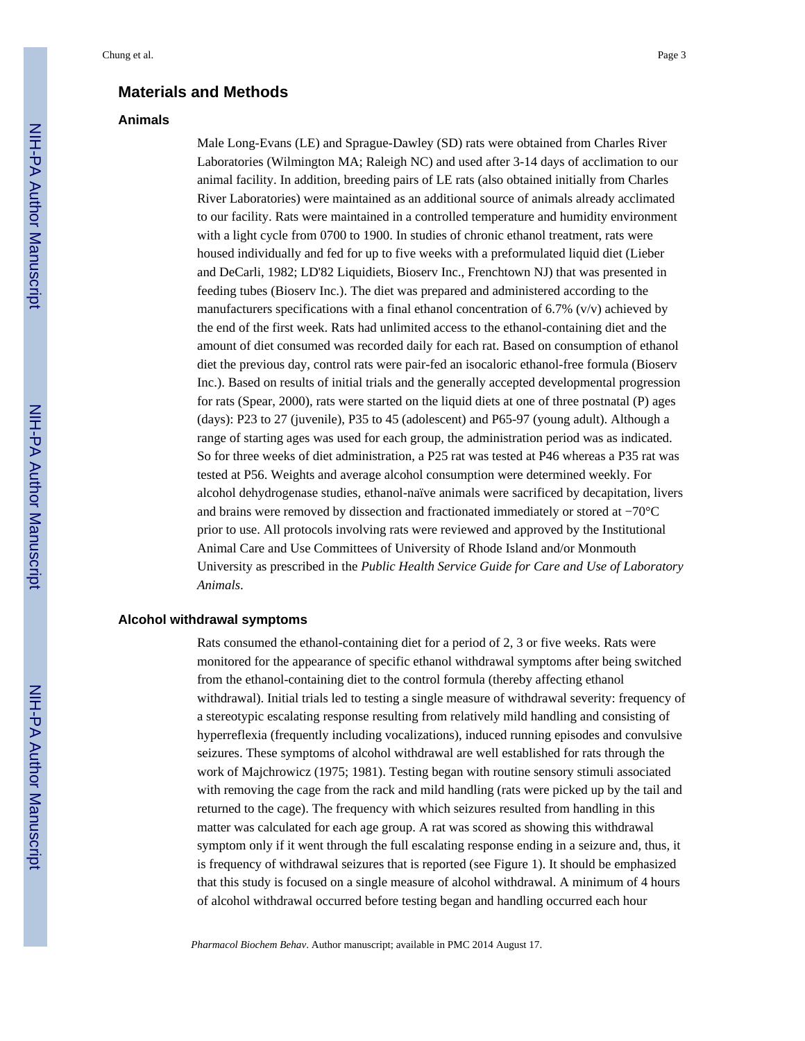## Materials and Methods

### Animals

Male Long-Evans (LE) and Sprague-Dawley (SD) rats were obtained from Charles River Laboratories (Wilmington MA; Raleigh NC) and used after 3-14 days of acclimation to our animal facility. In addition, breeding pairs of LE rats (also obtained initially from Charles River Laboratories) were maintained as an additional source of animals already acclimated to our facility. Rats were maintained in a controlled temperature and humidity environment with a light cycle from 0700 to 1900. In studies of chronic ethanol treatment, rats were housed individually and fed for up to five weeks with a preformulated liquid diet (Lieber and DeCarli, 1982; LD'82 Liquidiets, Bioserv Inc., Frenchtown NJ) that was presented in feeding tubes (Bioserv Inc.). The diet was prepared and administered according to the manufacturers specifications with a final ethanol concentration of 6.7% (v/v) achieved by the end of the first week. Rats had unlimited access to the ethanol-containing diet and the amount of diet consumed was recorded daily for each rat. Based on consumption of ethanol diet the previous day, control rats were pair-fed an isocaloric ethanol-free formula (Bioserv Inc.). Based on results of initial trials and the generally accepted developmental progression for rats (Spear, 2000), rats were started on the liquid diets at one of three postnatal (P) ages (days): P23 to 27 (juvenile), P35 to 45 (adolescent) and P65-97 (young adult). Although a range of starting ages was used for each group, the administration period was as indicated. So for three weeks of diet administration, a P25 rat was tested at P46 whereas a P35 rat was tested at P56. Weights and average alcohol consumption were determined weekly. For alcohol dehydrogenase studies, ethanol-naïve animals were sacrificed by decapitation, livers and brains were removed by dissection and fractionated immediately or stored at −70°C prior to use. All protocols involving rats were reviewed and approved by the Institutional Animal Care and Use Committees of University of Rhode Island and/or Monmouth University as prescribed in the *Public Health Service Guide for Care and Use of Laboratory Animals*.

### Alcohol withdrawal symptoms

Rats consumed the ethanol-containing diet for a period of 2, 3 or five weeks. Rats were monitored for the appearance of specific ethanol withdrawal symptoms after being switched from the ethanol-containing diet to the control formula (thereby affecting ethanol withdrawal). Initial trials led to testing a single measure of withdrawal severity: frequency of a stereotypic escalating response resulting from relatively mild handling and consisting of hyperreflexia (frequently including vocalizations), induced running episodes and convulsive seizures. These symptoms of alcohol withdrawal are well established for rats through the work of Majchrowicz (1975; 1981). Testing began with routine sensory stimuli associated with removing the cage from the rack and mild handling (rats were picked up by the tail and returned to the cage). The frequency with which seizures resulted from handling in this matter was calculated for each age group. A rat was scored as showing this withdrawal symptom only if it went through the full escalating response ending in a seizure and, thus, it is frequency of withdrawal seizures that is reported (see Figure 1). It should be emphasized that this study is focused on a single measure of alcohol withdrawal. A minimum of 4 hours of alcohol withdrawal occurred before testing began and handling occurred each hour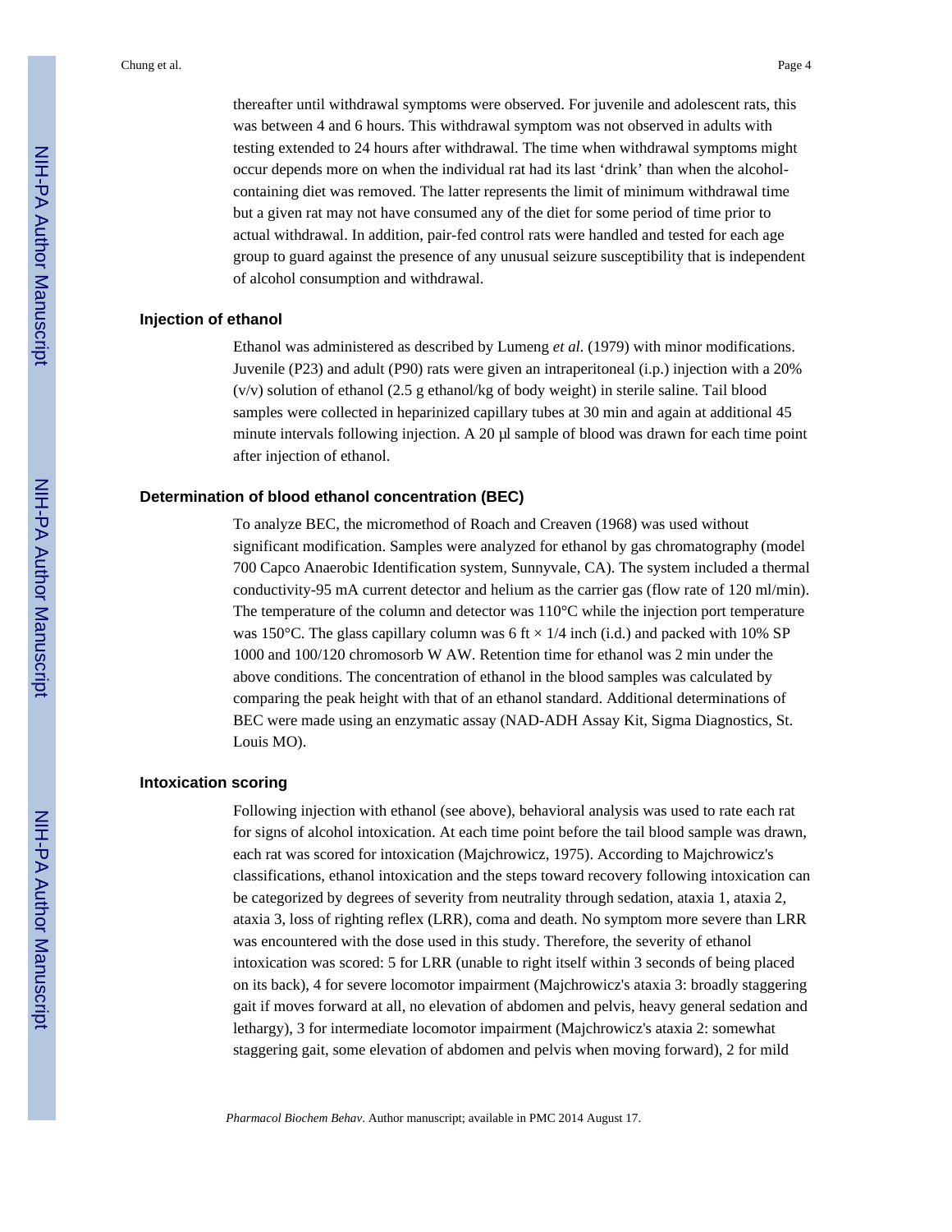thereafter until withdrawal symptoms were observed. For juvenile and adolescent rats, this was between 4 and 6 hours. This withdrawal symptom was not observed in adults with testing extended to 24 hours after withdrawal. The time when withdrawal symptoms might occur depends more on when the individual rat had its last 'drink' than when the alcohol-containing diet was removed. The latter represents the limit of minimum withdrawal time but a given rat may not have consumed any of the diet for some period of time prior to actual withdrawal. In addition, pair-fed control rats were handled and tested for each age group to guard against the presence of any unusual seizure susceptibility that is independent of alcohol consumption and withdrawal.

### Injection of ethanol

Ethanol was administered as described by Lumeng *et al.* (1979) with minor modifications. Juvenile (P23) and adult (P90) rats were given an intraperitoneal (i.p.) injection with a 20% (v/v) solution of ethanol (2.5 g ethanol/kg of body weight) in sterile saline. Tail blood samples were collected in heparinized capillary tubes at 30 min and again at additional 45 minute intervals following injection. A 20 μl sample of blood was drawn for each time point after injection of ethanol.

### Determination of blood ethanol concentration (BEC)

To analyze BEC, the micromethod of Roach and Creaven (1968) was used without significant modification. Samples were analyzed for ethanol by gas chromatography (model 700 Capco Anaerobic Identification system, Sunnyvale, CA). The system included a thermal conductivity-95 mA current detector and helium as the carrier gas (flow rate of 120 ml/min). The temperature of the column and detector was 110°C while the injection port temperature was 150°C. The glass capillary column was 6 ft × 1/4 inch (i.d.) and packed with 10% SP 1000 and 100/120 chromosorb W AW. Retention time for ethanol was 2 min under the above conditions. The concentration of ethanol in the blood samples was calculated by comparing the peak height with that of an ethanol standard. Additional determinations of BEC were made using an enzymatic assay (NAD-ADH Assay Kit, Sigma Diagnostics, St. Louis MO).

### Intoxication scoring

Following injection with ethanol (see above), behavioral analysis was used to rate each rat for signs of alcohol intoxication. At each time point before the tail blood sample was drawn, each rat was scored for intoxication (Majchrowicz, 1975). According to Majchrowicz's classifications, ethanol intoxication and the steps toward recovery following intoxication can be categorized by degrees of severity from neutrality through sedation, ataxia 1, ataxia 2, ataxia 3, loss of righting reflex (LRR), coma and death. No symptom more severe than LRR was encountered with the dose used in this study. Therefore, the severity of ethanol intoxication was scored: 5 for LRR (unable to right itself within 3 seconds of being placed on its back), 4 for severe locomotor impairment (Majchrowicz's ataxia 3: broadly staggering gait if moves forward at all, no elevation of abdomen and pelvis, heavy general sedation and lethargy), 3 for intermediate locomotor impairment (Majchrowicz's ataxia 2: somewhat staggering gait, some elevation of abdomen and pelvis when moving forward), 2 for mild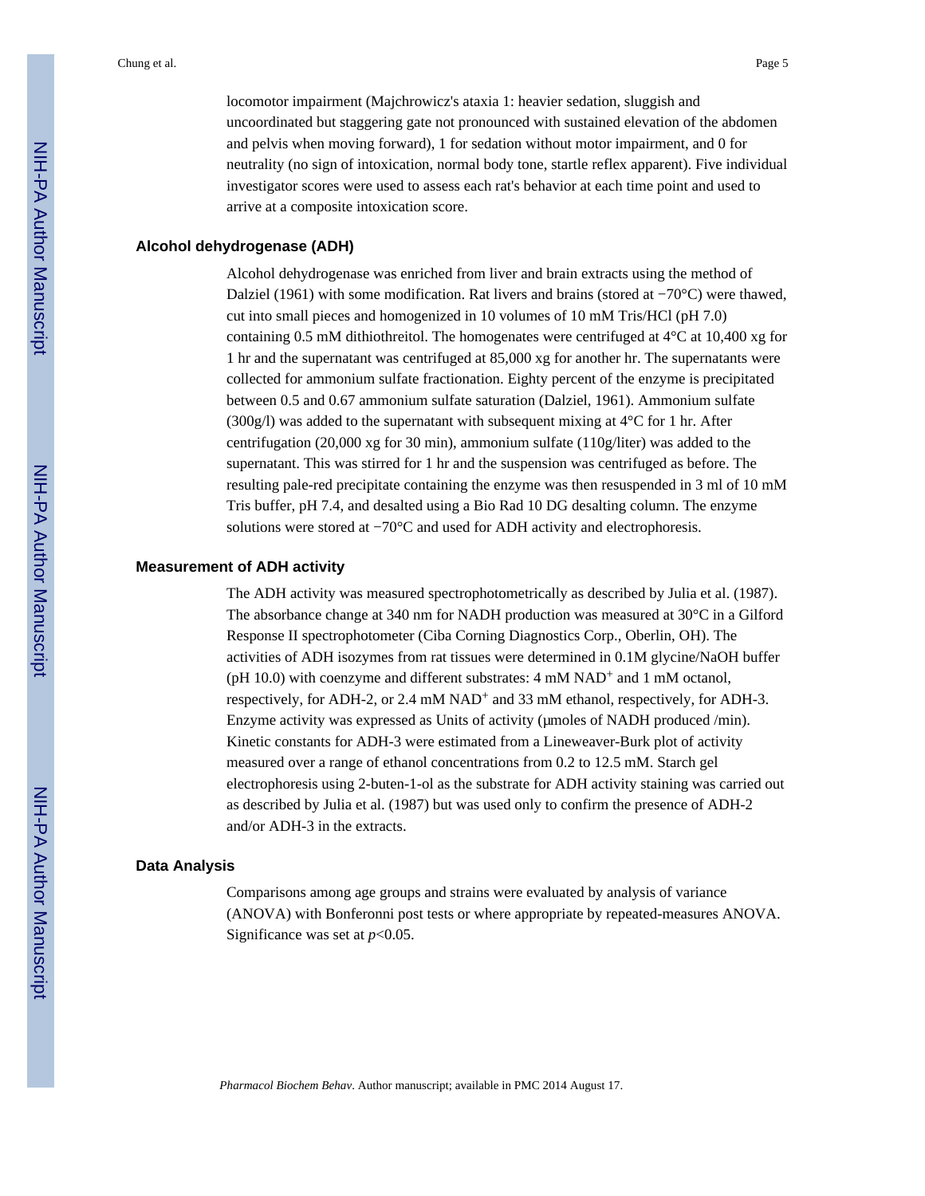locomotor impairment (Majchrowicz's ataxia 1: heavier sedation, sluggish and uncoordinated but staggering gate not pronounced with sustained elevation of the abdomen and pelvis when moving forward), 1 for sedation without motor impairment, and 0 for neutrality (no sign of intoxication, normal body tone, startle reflex apparent). Five individual investigator scores were used to assess each rat's behavior at each time point and used to arrive at a composite intoxication score.

### Alcohol dehydrogenase (ADH)

Alcohol dehydrogenase was enriched from liver and brain extracts using the method of Dalziel (1961) with some modification. Rat livers and brains (stored at −70°C) were thawed, cut into small pieces and homogenized in 10 volumes of 10 mM Tris/HCl (pH 7.0) containing 0.5 mM dithiothreitol. The homogenates were centrifuged at 4°C at 10,400 xg for 1 hr and the supernatant was centrifuged at 85,000 xg for another hr. The supernatants were collected for ammonium sulfate fractionation. Eighty percent of the enzyme is precipitated between 0.5 and 0.67 ammonium sulfate saturation (Dalziel, 1961). Ammonium sulfate (300g/l) was added to the supernatant with subsequent mixing at 4°C for 1 hr. After centrifugation (20,000 xg for 30 min), ammonium sulfate (110g/liter) was added to the supernatant. This was stirred for 1 hr and the suspension was centrifuged as before. The resulting pale-red precipitate containing the enzyme was then resuspended in 3 ml of 10 mM Tris buffer, pH 7.4, and desalted using a Bio Rad 10 DG desalting column. The enzyme solutions were stored at −70°C and used for ADH activity and electrophoresis.

### Measurement of ADH activity

The ADH activity was measured spectrophotometrically as described by Julia et al. (1987). The absorbance change at 340 nm for NADH production was measured at 30°C in a Gilford Response II spectrophotometer (Ciba Corning Diagnostics Corp., Oberlin, OH). The activities of ADH isozymes from rat tissues were determined in 0.1M glycine/NaOH buffer (pH 10.0) with coenzyme and different substrates: 4 mM $NAD^+$ and 1 mM octanol, respectively, for ADH-2, or 2.4 mM $NAD^+$ and 33 mM ethanol, respectively, for ADH-3. Enzyme activity was expressed as Units of activity (μmoles of NADH produced /min). Kinetic constants for ADH-3 were estimated from a Lineweaver-Burk plot of activity measured over a range of ethanol concentrations from 0.2 to 12.5 mM. Starch gel electrophoresis using 2-buten-1-ol as the substrate for ADH activity staining was carried out as described by Julia et al. (1987) but was used only to confirm the presence of ADH-2 and/or ADH-3 in the extracts.

### Data Analysis

Comparisons among age groups and strains were evaluated by analysis of variance (ANOVA) with Bonferonni post tests or where appropriate by repeated-measures ANOVA. Significance was set at $p<0.05$.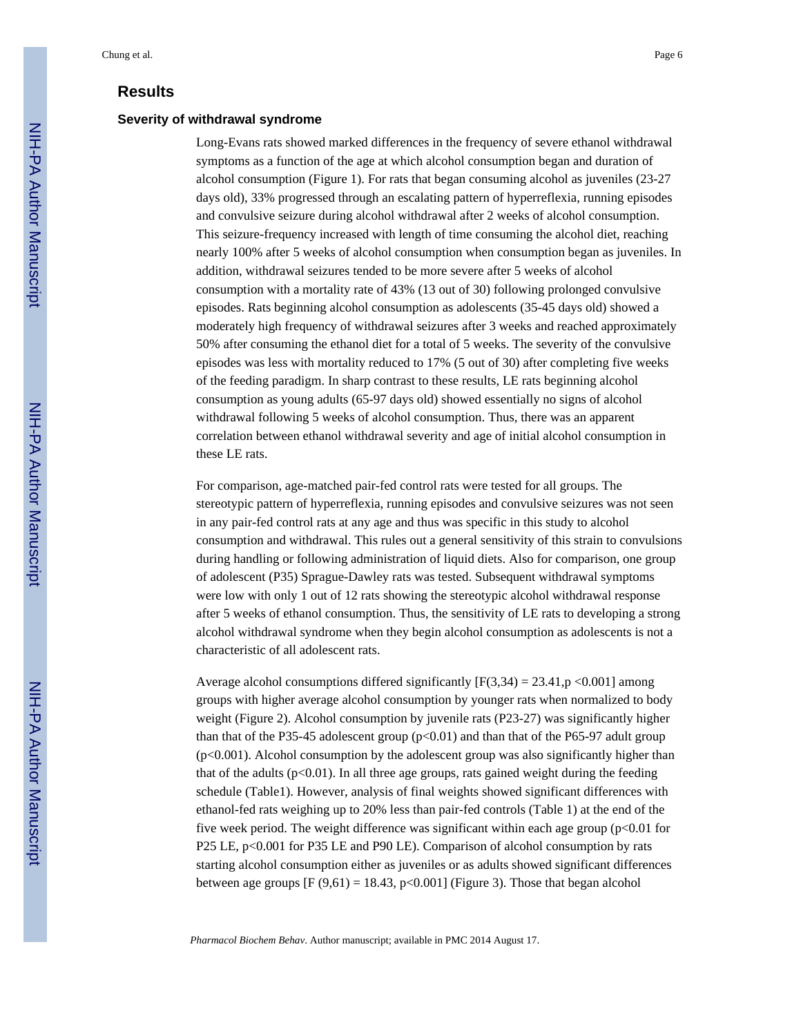## Results

### Severity of withdrawal syndrome

Long-Evans rats showed marked differences in the frequency of severe ethanol withdrawal symptoms as a function of the age at which alcohol consumption began and duration of alcohol consumption (Figure 1). For rats that began consuming alcohol as juveniles (23-27 days old), 33% progressed through an escalating pattern of hyperreflexia, running episodes and convulsive seizure during alcohol withdrawal after 2 weeks of alcohol consumption. This seizure-frequency increased with length of time consuming the alcohol diet, reaching nearly 100% after 5 weeks of alcohol consumption when consumption began as juveniles. In addition, withdrawal seizures tended to be more severe after 5 weeks of alcohol consumption with a mortality rate of 43% (13 out of 30) following prolonged convulsive episodes. Rats beginning alcohol consumption as adolescents (35-45 days old) showed a moderately high frequency of withdrawal seizures after 3 weeks and reached approximately 50% after consuming the ethanol diet for a total of 5 weeks. The severity of the convulsive episodes was less with mortality reduced to 17% (5 out of 30) after completing five weeks of the feeding paradigm. In sharp contrast to these results, LE rats beginning alcohol consumption as young adults (65-97 days old) showed essentially no signs of alcohol withdrawal following 5 weeks of alcohol consumption. Thus, there was an apparent correlation between ethanol withdrawal severity and age of initial alcohol consumption in these LE rats.

For comparison, age-matched pair-fed control rats were tested for all groups. The stereotypic pattern of hyperreflexia, running episodes and convulsive seizures was not seen in any pair-fed control rats at any age and thus was specific in this study to alcohol consumption and withdrawal. This rules out a general sensitivity of this strain to convulsions during handling or following administration of liquid diets. Also for comparison, one group of adolescent (P35) Sprague-Dawley rats was tested. Subsequent withdrawal symptoms were low with only 1 out of 12 rats showing the stereotypic alcohol withdrawal response after 5 weeks of ethanol consumption. Thus, the sensitivity of LE rats to developing a strong alcohol withdrawal syndrome when they begin alcohol consumption as adolescents is not a characteristic of all adolescent rats.

Average alcohol consumptions differed significantly [$F(3,34) = 23.41, p < 0.001$] among groups with higher average alcohol consumption by younger rats when normalized to body weight (Figure 2). Alcohol consumption by juvenile rats (P23-27) was significantly higher than that of the P35-45 adolescent group ($p<0.01$) and than that of the P65-97 adult group ($p<0.001$). Alcohol consumption by the adolescent group was also significantly higher than that of the adults ($p<0.01$). In all three age groups, rats gained weight during the feeding schedule (Table1). However, analysis of final weights showed significant differences with ethanol-fed rats weighing up to 20% less than pair-fed controls (Table 1) at the end of the five week period. The weight difference was significant within each age group ($p<0.01$ for P25 LE, $p<0.001$ for P35 LE and P90 LE). Comparison of alcohol consumption by rats starting alcohol consumption either as juveniles or as adults showed significant differences between age groups [$F(9,61) = 18.43, p<0.001$] (Figure 3). Those that began alcohol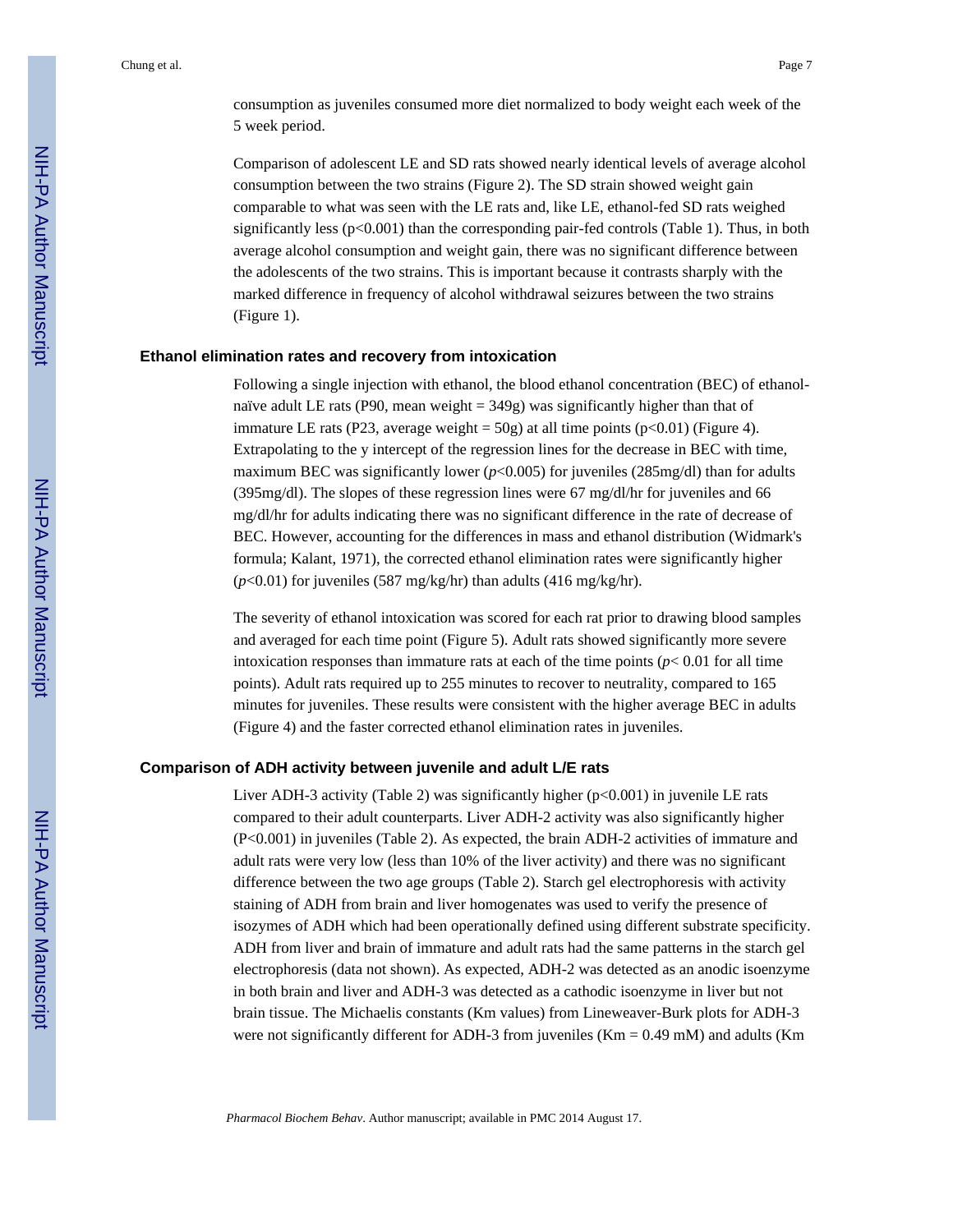consumption as juveniles consumed more diet normalized to body weight each week of the 5 week period.

Comparison of adolescent LE and SD rats showed nearly identical levels of average alcohol consumption between the two strains (Figure 2). The SD strain showed weight gain comparable to what was seen with the LE rats and, like LE, ethanol-fed SD rats weighed significantly less ($p<0.001$) than the corresponding pair-fed controls (Table 1). Thus, in both average alcohol consumption and weight gain, there was no significant difference between the adolescents of the two strains. This is important because it contrasts sharply with the marked difference in frequency of alcohol withdrawal seizures between the two strains (Figure 1).

### Ethanol elimination rates and recovery from intoxication

Following a single injection with ethanol, the blood ethanol concentration (BEC) of ethanol-naïve adult LE rats (P90, mean weight = 349g) was significantly higher than that of immature LE rats (P23, average weight = 50g) at all time points ($p<0.01$) (Figure 4). Extrapolating to the y intercept of the regression lines for the decrease in BEC with time, maximum BEC was significantly lower ($p<0.005$) for juveniles (285mg/dl) than for adults (395mg/dl). The slopes of these regression lines were 67 mg/dl/hr for juveniles and 66 mg/dl/hr for adults indicating there was no significant difference in the rate of decrease of BEC. However, accounting for the differences in mass and ethanol distribution (Widmark's formula; Kalant, 1971), the corrected ethanol elimination rates were significantly higher ($p<0.01$) for juveniles (587 mg/kg/hr) than adults (416 mg/kg/hr).

The severity of ethanol intoxication was scored for each rat prior to drawing blood samples and averaged for each time point (Figure 5). Adult rats showed significantly more severe intoxication responses than immature rats at each of the time points ($p< 0.01$ for all time points). Adult rats required up to 255 minutes to recover to neutrality, compared to 165 minutes for juveniles. These results were consistent with the higher average BEC in adults (Figure 4) and the faster corrected ethanol elimination rates in juveniles.

### Comparison of ADH activity between juvenile and adult L/E rats

Liver ADH-3 activity (Table 2) was significantly higher ($p<0.001$) in juvenile LE rats compared to their adult counterparts. Liver ADH-2 activity was also significantly higher ($P<0.001$) in juveniles (Table 2). As expected, the brain ADH-2 activities of immature and adult rats were very low (less than 10% of the liver activity) and there was no significant difference between the two age groups (Table 2). Starch gel electrophoresis with activity staining of ADH from brain and liver homogenates was used to verify the presence of isozymes of ADH which had been operationally defined using different substrate specificity. ADH from liver and brain of immature and adult rats had the same patterns in the starch gel electrophoresis (data not shown). As expected, ADH-2 was detected as an anodic isoenzyme in both brain and liver and ADH-3 was detected as a cathodic isoenzyme in liver but not brain tissue. The Michaelis constants (Km values) from Lineweaver-Burk plots for ADH-3 were not significantly different for ADH-3 from juveniles (Km = 0.49 mM) and adults (Km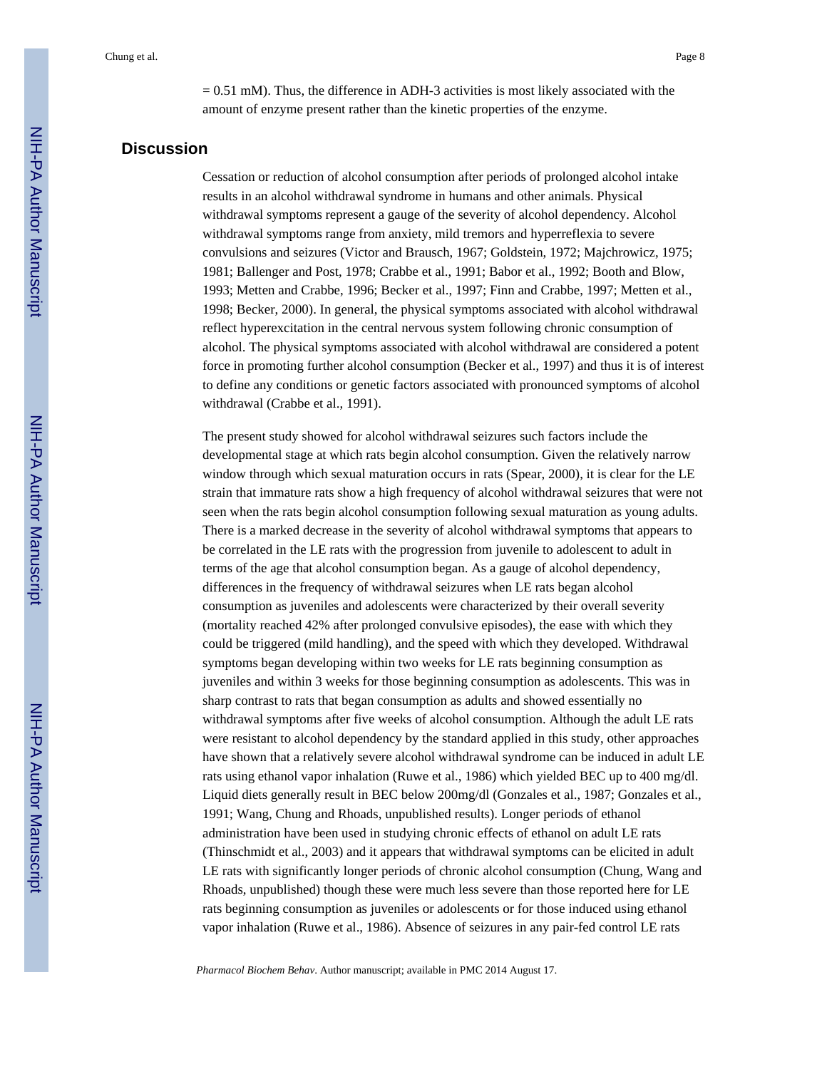= 0.51 mM). Thus, the difference in ADH-3 activities is most likely associated with the amount of enzyme present rather than the kinetic properties of the enzyme.

## Discussion

Cessation or reduction of alcohol consumption after periods of prolonged alcohol intake results in an alcohol withdrawal syndrome in humans and other animals. Physical withdrawal symptoms represent a gauge of the severity of alcohol dependency. Alcohol withdrawal symptoms range from anxiety, mild tremors and hyperreflexia to severe convulsions and seizures (Victor and Brausch, 1967; Goldstein, 1972; Majchrowicz, 1975; 1981; Ballenger and Post, 1978; Crabbe et al., 1991; Babor et al., 1992; Booth and Blow, 1993; Metten and Crabbe, 1996; Becker et al., 1997; Finn and Crabbe, 1997; Metten et al., 1998; Becker, 2000). In general, the physical symptoms associated with alcohol withdrawal reflect hyperexcitation in the central nervous system following chronic consumption of alcohol. The physical symptoms associated with alcohol withdrawal are considered a potent force in promoting further alcohol consumption (Becker et al., 1997) and thus it is of interest to define any conditions or genetic factors associated with pronounced symptoms of alcohol withdrawal (Crabbe et al., 1991).

The present study showed for alcohol withdrawal seizures such factors include the developmental stage at which rats begin alcohol consumption. Given the relatively narrow window through which sexual maturation occurs in rats (Spear, 2000), it is clear for the LE strain that immature rats show a high frequency of alcohol withdrawal seizures that were not seen when the rats begin alcohol consumption following sexual maturation as young adults. There is a marked decrease in the severity of alcohol withdrawal symptoms that appears to be correlated in the LE rats with the progression from juvenile to adolescent to adult in terms of the age that alcohol consumption began. As a gauge of alcohol dependency, differences in the frequency of withdrawal seizures when LE rats began alcohol consumption as juveniles and adolescents were characterized by their overall severity (mortality reached 42% after prolonged convulsive episodes), the ease with which they could be triggered (mild handling), and the speed with which they developed. Withdrawal symptoms began developing within two weeks for LE rats beginning consumption as juveniles and within 3 weeks for those beginning consumption as adolescents. This was in sharp contrast to rats that began consumption as adults and showed essentially no withdrawal symptoms after five weeks of alcohol consumption. Although the adult LE rats were resistant to alcohol dependency by the standard applied in this study, other approaches have shown that a relatively severe alcohol withdrawal syndrome can be induced in adult LE rats using ethanol vapor inhalation (Ruwe et al., 1986) which yielded BEC up to 400 mg/dl. Liquid diets generally result in BEC below 200mg/dl (Gonzales et al., 1987; Gonzales et al., 1991; Wang, Chung and Rhoads, unpublished results). Longer periods of ethanol administration have been used in studying chronic effects of ethanol on adult LE rats (Thinschmidt et al., 2003) and it appears that withdrawal symptoms can be elicited in adult LE rats with significantly longer periods of chronic alcohol consumption (Chung, Wang and Rhoads, unpublished) though these were much less severe than those reported here for LE rats beginning consumption as juveniles or adolescents or for those induced using ethanol vapor inhalation (Ruwe et al., 1986). Absence of seizures in any pair-fed control LE rats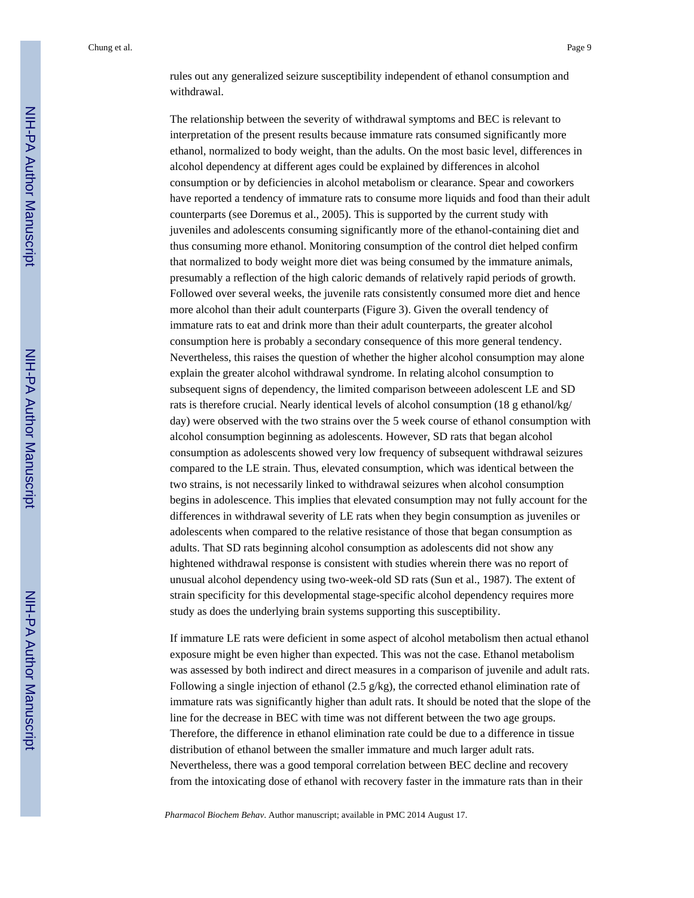rules out any generalized seizure susceptibility independent of ethanol consumption and withdrawal.

The relationship between the severity of withdrawal symptoms and BEC is relevant to interpretation of the present results because immature rats consumed significantly more ethanol, normalized to body weight, than the adults. On the most basic level, differences in alcohol dependency at different ages could be explained by differences in alcohol consumption or by deficiencies in alcohol metabolism or clearance. Spear and coworkers have reported a tendency of immature rats to consume more liquids and food than their adult counterparts (see Doremus et al., 2005). This is supported by the current study with juveniles and adolescents consuming significantly more of the ethanol-containing diet and thus consuming more ethanol. Monitoring consumption of the control diet helped confirm that normalized to body weight more diet was being consumed by the immature animals, presumably a reflection of the high caloric demands of relatively rapid periods of growth. Followed over several weeks, the juvenile rats consistently consumed more diet and hence more alcohol than their adult counterparts (Figure 3). Given the overall tendency of immature rats to eat and drink more than their adult counterparts, the greater alcohol consumption here is probably a secondary consequence of this more general tendency. Nevertheless, this raises the question of whether the higher alcohol consumption may alone explain the greater alcohol withdrawal syndrome. In relating alcohol consumption to subsequent signs of dependency, the limited comparison betweeen adolescent LE and SD rats is therefore crucial. Nearly identical levels of alcohol consumption (18 g ethanol/kg/day) were observed with the two strains over the 5 week course of ethanol consumption with alcohol consumption beginning as adolescents. However, SD rats that began alcohol consumption as adolescents showed very low frequency of subsequent withdrawal seizures compared to the LE strain. Thus, elevated consumption, which was identical between the two strains, is not necessarily linked to withdrawal seizures when alcohol consumption begins in adolescence. This implies that elevated consumption may not fully account for the differences in withdrawal severity of LE rats when they begin consumption as juveniles or adolescents when compared to the relative resistance of those that began consumption as adults. That SD rats beginning alcohol consumption as adolescents did not show any hightened withdrawal response is consistent with studies wherein there was no report of unusual alcohol dependency using two-week-old SD rats (Sun et al., 1987). The extent of strain specificity for this developmental stage-specific alcohol dependency requires more study as does the underlying brain systems supporting this susceptibility.

If immature LE rats were deficient in some aspect of alcohol metabolism then actual ethanol exposure might be even higher than expected. This was not the case. Ethanol metabolism was assessed by both indirect and direct measures in a comparison of juvenile and adult rats. Following a single injection of ethanol (2.5 g/kg), the corrected ethanol elimination rate of immature rats was significantly higher than adult rats. It should be noted that the slope of the line for the decrease in BEC with time was not different between the two age groups. Therefore, the difference in ethanol elimination rate could be due to a difference in tissue distribution of ethanol between the smaller immature and much larger adult rats. Nevertheless, there was a good temporal correlation between BEC decline and recovery from the intoxicating dose of ethanol with recovery faster in the immature rats than in their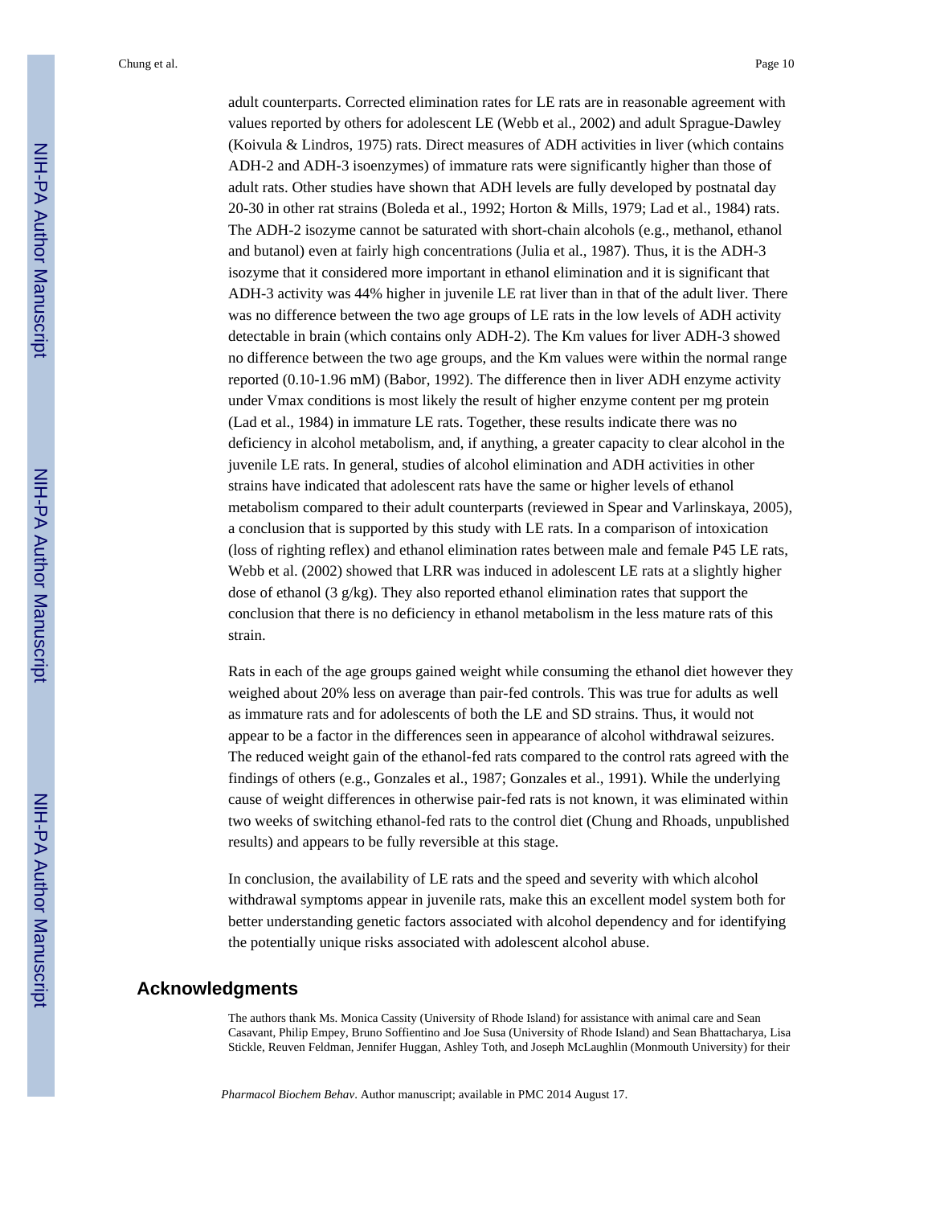adult counterparts. Corrected elimination rates for LE rats are in reasonable agreement with values reported by others for adolescent LE (Webb et al., 2002) and adult Sprague-Dawley (Koivula & Lindros, 1975) rats. Direct measures of ADH activities in liver (which contains ADH-2 and ADH-3 isoenzymes) of immature rats were significantly higher than those of adult rats. Other studies have shown that ADH levels are fully developed by postnatal day 20-30 in other rat strains (Boleda et al., 1992; Horton & Mills, 1979; Lad et al., 1984) rats. The ADH-2 isozyme cannot be saturated with short-chain alcohols (e.g., methanol, ethanol and butanol) even at fairly high concentrations (Julia et al., 1987). Thus, it is the ADH-3 isozyme that it considered more important in ethanol elimination and it is significant that ADH-3 activity was 44% higher in juvenile LE rat liver than in that of the adult liver. There was no difference between the two age groups of LE rats in the low levels of ADH activity detectable in brain (which contains only ADH-2). The Km values for liver ADH-3 showed no difference between the two age groups, and the Km values were within the normal range reported (0.10-1.96 mM) (Babor, 1992). The difference then in liver ADH enzyme activity under Vmax conditions is most likely the result of higher enzyme content per mg protein (Lad et al., 1984) in immature LE rats. Together, these results indicate there was no deficiency in alcohol metabolism, and, if anything, a greater capacity to clear alcohol in the juvenile LE rats. In general, studies of alcohol elimination and ADH activities in other strains have indicated that adolescent rats have the same or higher levels of ethanol metabolism compared to their adult counterparts (reviewed in Spear and Varlinskaya, 2005), a conclusion that is supported by this study with LE rats. In a comparison of intoxication (loss of righting reflex) and ethanol elimination rates between male and female P45 LE rats, Webb et al. (2002) showed that LRR was induced in adolescent LE rats at a slightly higher dose of ethanol (3 g/kg). They also reported ethanol elimination rates that support the conclusion that there is no deficiency in ethanol metabolism in the less mature rats of this strain.

Rats in each of the age groups gained weight while consuming the ethanol diet however they weighed about 20% less on average than pair-fed controls. This was true for adults as well as immature rats and for adolescents of both the LE and SD strains. Thus, it would not appear to be a factor in the differences seen in appearance of alcohol withdrawal seizures. The reduced weight gain of the ethanol-fed rats compared to the control rats agreed with the findings of others (e.g., Gonzales et al., 1987; Gonzales et al., 1991). While the underlying cause of weight differences in otherwise pair-fed rats is not known, it was eliminated within two weeks of switching ethanol-fed rats to the control diet (Chung and Rhoads, unpublished results) and appears to be fully reversible at this stage.

In conclusion, the availability of LE rats and the speed and severity with which alcohol withdrawal symptoms appear in juvenile rats, make this an excellent model system both for better understanding genetic factors associated with alcohol dependency and for identifying the potentially unique risks associated with adolescent alcohol abuse.

## Acknowledgments

The authors thank Ms. Monica Cassity (University of Rhode Island) for assistance with animal care and Sean Casavant, Philip Empey, Bruno Soffientino and Joe Susa (University of Rhode Island) and Sean Bhattacharya, Lisa Stickle, Reuven Feldman, Jennifer Huggan, Ashley Toth, and Joseph McLaughlin (Monmouth University) for their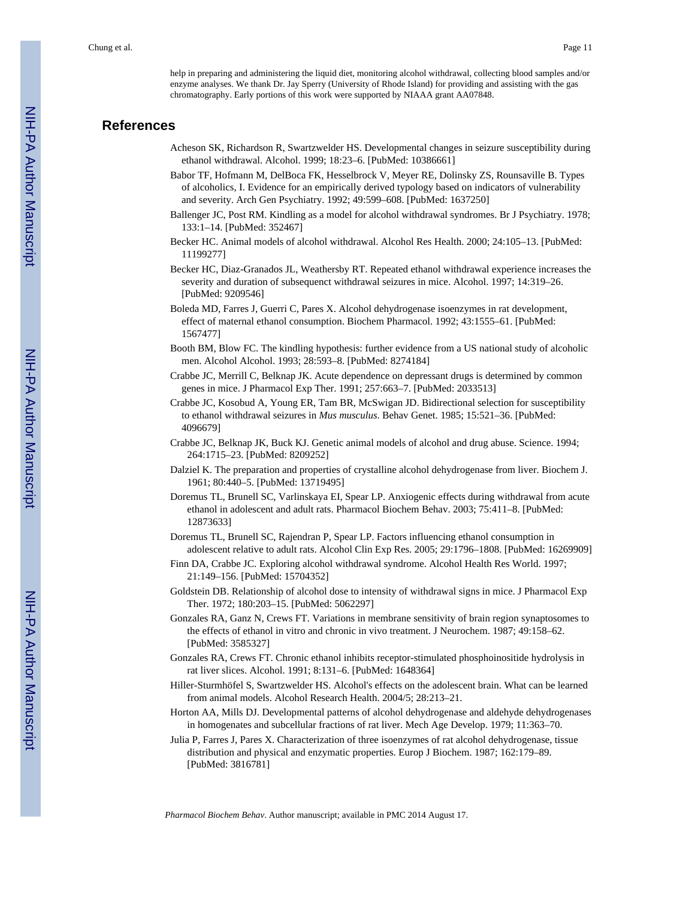help in preparing and administering the liquid diet, monitoring alcohol withdrawal, collecting blood samples and/or enzyme analyses. We thank Dr. Jay Sperry (University of Rhode Island) for providing and assisting with the gas chromatography. Early portions of this work were supported by NIAAA grant AA07848.

## References

Acheson SK, Richardson R, Swartzwelder HS. Developmental changes in seizure susceptibility during ethanol withdrawal. Alcohol. 1999; 18:23–6. [PubMed: 10386661]

Babor TF, Hofmann M, DelBoca FK, Hesselbrock V, Meyer RE, Dolinsky ZS, Rounsaville B. Types of alcoholics, I. Evidence for an empirically derived typology based on indicators of vulnerability and severity. Arch Gen Psychiatry. 1992; 49:599–608. [PubMed: 1637250]

Ballenger JC, Post RM. Kindling as a model for alcohol withdrawal syndromes. Br J Psychiatry. 1978; 133:1–14. [PubMed: 352467]

Becker HC. Animal models of alcohol withdrawal. Alcohol Res Health. 2000; 24:105–13. [PubMed: 11199277]

Becker HC, Diaz-Granados JL, Weathersby RT. Repeated ethanol withdrawal experience increases the severity and duration of subsequenct withdrawal seizures in mice. Alcohol. 1997; 14:319–26. [PubMed: 9209546]

Boleda MD, Farres J, Guerri C, Pares X. Alcohol dehydrogenase isoenzymes in rat development, effect of maternal ethanol consumption. Biochem Pharmacol. 1992; 43:1555–61. [PubMed: 1567477]

Booth BM, Blow FC. The kindling hypothesis: further evidence from a US national study of alcoholic men. Alcohol Alcohol. 1993; 28:593–8. [PubMed: 8274184]

Crabbe JC, Merrill C, Belknap JK. Acute dependence on depressant drugs is determined by common genes in mice. J Pharmacol Exp Ther. 1991; 257:663–7. [PubMed: 2033513]

Crabbe JC, Kosobud A, Young ER, Tam BR, McSwigan JD. Bidirectional selection for susceptibility to ethanol withdrawal seizures in *Mus musculus*. Behav Genet. 1985; 15:521–36. [PubMed: 4096679]

Crabbe JC, Belknap JK, Buck KJ. Genetic animal models of alcohol and drug abuse. Science. 1994; 264:1715–23. [PubMed: 8209252]

Dalziel K. The preparation and properties of crystalline alcohol dehydrogenase from liver. Biochem J. 1961; 80:440–5. [PubMed: 13719495]

Doremus TL, Brunell SC, Varlinskaya EI, Spear LP. Anxiogenic effects during withdrawal from acute ethanol in adolescent and adult rats. Pharmacol Biochem Behav. 2003; 75:411–8. [PubMed: 12873633]

Doremus TL, Brunell SC, Rajendran P, Spear LP. Factors influencing ethanol consumption in adolescent relative to adult rats. Alcohol Clin Exp Res. 2005; 29:1796–1808. [PubMed: 16269909]

Finn DA, Crabbe JC. Exploring alcohol withdrawal syndrome. Alcohol Health Res World. 1997; 21:149–156. [PubMed: 15704352]

Goldstein DB. Relationship of alcohol dose to intensity of withdrawal signs in mice. J Pharmacol Exp Ther. 1972; 180:203–15. [PubMed: 5062297]

Gonzales RA, Ganz N, Crews FT. Variations in membrane sensitivity of brain region synaptosomes to the effects of ethanol in vitro and chronic in vivo treatment. J Neurochem. 1987; 49:158–62. [PubMed: 3585327]

Gonzales RA, Crews FT. Chronic ethanol inhibits receptor-stimulated phosphoinositide hydrolysis in rat liver slices. Alcohol. 1991; 8:131–6. [PubMed: 1648364]

Hiller-Sturmhöfel S, Swartzwelder HS. Alcohol's effects on the adolescent brain. What can be learned from animal models. Alcohol Research Health. 2004/5; 28:213–21.

Horton AA, Mills DJ. Developmental patterns of alcohol dehydrogenase and aldehyde dehydrogenases in homogenates and subcellular fractions of rat liver. Mech Age Develop. 1979; 11:363–70.

Julia P, Farres J, Pares X. Characterization of three isoenzymes of rat alcohol dehydrogenase, tissue distribution and physical and enzymatic properties. Europ J Biochem. 1987; 162:179–89. [PubMed: 3816781]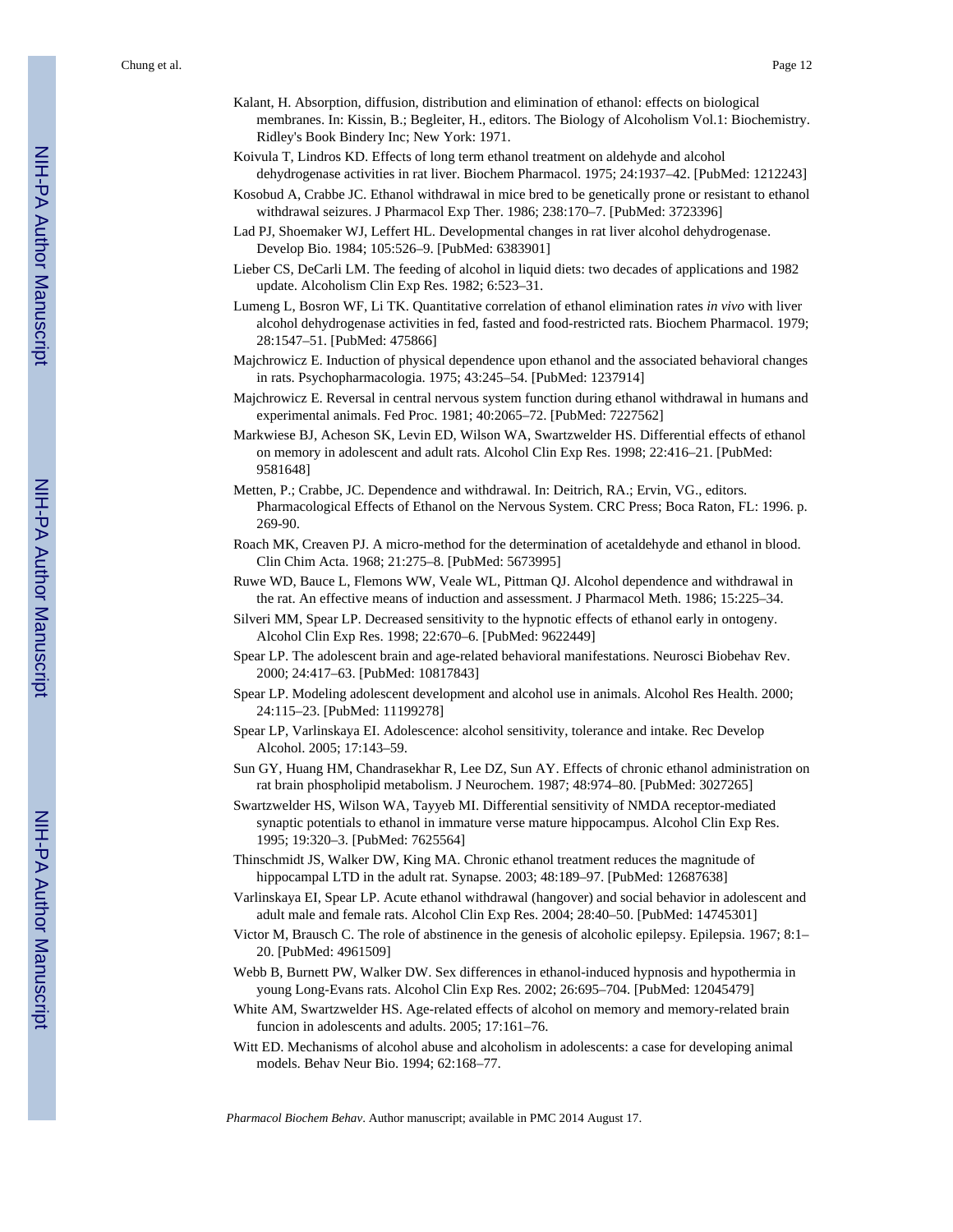Kalant, H. Absorption, diffusion, distribution and elimination of ethanol: effects on biological membranes. In: Kissin, B.; Begleiter, H., editors. The Biology of Alcoholism Vol.1: Biochemistry. Ridley's Book Bindery Inc; New York: 1971.

Koivula T, Lindros KD. Effects of long term ethanol treatment on aldehyde and alcohol dehydrogenase activities in rat liver. Biochem Pharmacol. 1975; 24:1937–42. [PubMed: 1212243]

Kosobud A, Crabbe JC. Ethanol withdrawal in mice bred to be genetically prone or resistant to ethanol withdrawal seizures. J Pharmacol Exp Ther. 1986; 238:170–7. [PubMed: 3723396]

Lad PJ, Shoemaker WJ, Leffert HL. Developmental changes in rat liver alcohol dehydrogenase. Develop Bio. 1984; 105:526–9. [PubMed: 6383901]

Lieber CS, DeCarli LM. The feeding of alcohol in liquid diets: two decades of applications and 1982 update. Alcoholism Clin Exp Res. 1982; 6:523–31.

Lumeng L, Bosron WF, Li TK. Quantitative correlation of ethanol elimination rates *in vivo* with liver alcohol dehydrogenase activities in fed, fasted and food-restricted rats. Biochem Pharmacol. 1979; 28:1547–51. [PubMed: 475866]

Majchrowicz E. Induction of physical dependence upon ethanol and the associated behavioral changes in rats. Psychopharmacologia. 1975; 43:245–54. [PubMed: 1237914]

Majchrowicz E. Reversal in central nervous system function during ethanol withdrawal in humans and experimental animals. Fed Proc. 1981; 40:2065–72. [PubMed: 7227562]

Markwiese BJ, Acheson SK, Levin ED, Wilson WA, Swartzwelder HS. Differential effects of ethanol on memory in adolescent and adult rats. Alcohol Clin Exp Res. 1998; 22:416–21. [PubMed: 9581648]

Metten, P.; Crabbe, JC. Dependence and withdrawal. In: Deitrich, RA.; Ervin, VG., editors. Pharmacological Effects of Ethanol on the Nervous System. CRC Press; Boca Raton, FL: 1996. p. 269-90.

Roach MK, Creaven PJ. A micro-method for the determination of acetaldehyde and ethanol in blood. Clin Chim Acta. 1968; 21:275–8. [PubMed: 5673995]

Ruwe WD, Bauce L, Flemons WW, Veale WL, Pittman QJ. Alcohol dependence and withdrawal in the rat. An effective means of induction and assessment. J Pharmacol Meth. 1986; 15:225–34.

Silveri MM, Spear LP. Decreased sensitivity to the hypnotic effects of ethanol early in ontogeny. Alcohol Clin Exp Res. 1998; 22:670–6. [PubMed: 9622449]

Spear LP. The adolescent brain and age-related behavioral manifestations. Neurosci Biobehav Rev. 2000; 24:417–63. [PubMed: 10817843]

Spear LP. Modeling adolescent development and alcohol use in animals. Alcohol Res Health. 2000; 24:115–23. [PubMed: 11199278]

Spear LP, Varlinskaya EI. Adolescence: alcohol sensitivity, tolerance and intake. Rec Develop Alcohol. 2005; 17:143–59.

Sun GY, Huang HM, Chandrasekhar R, Lee DZ, Sun AY. Effects of chronic ethanol administration on rat brain phospholipid metabolism. J Neurochem. 1987; 48:974–80. [PubMed: 3027265]

Swartzwelder HS, Wilson WA, Tayyeb MI. Differential sensitivity of NMDA receptor-mediated synaptic potentials to ethanol in immature verse mature hippocampus. Alcohol Clin Exp Res. 1995; 19:320–3. [PubMed: 7625564]

Thinschmidt JS, Walker DW, King MA. Chronic ethanol treatment reduces the magnitude of hippocampal LTD in the adult rat. Synapse. 2003; 48:189–97. [PubMed: 12687638]

Varlinskaya EI, Spear LP. Acute ethanol withdrawal (hangover) and social behavior in adolescent and adult male and female rats. Alcohol Clin Exp Res. 2004; 28:40–50. [PubMed: 14745301]

Victor M, Brausch C. The role of abstinence in the genesis of alcoholic epilepsy. Epilepsia. 1967; 8:1–20. [PubMed: 4961509]

Webb B, Burnett PW, Walker DW. Sex differences in ethanol-induced hypnosis and hypothermia in young Long-Evans rats. Alcohol Clin Exp Res. 2002; 26:695–704. [PubMed: 12045479]

White AM, Swartzwelder HS. Age-related effects of alcohol on memory and memory-related brain funcion in adolescents and adults. 2005; 17:161–76.

Witt ED. Mechanisms of alcohol abuse and alcoholism in adolescents: a case for developing animal models. Behav Neur Bio. 1994; 62:168–77.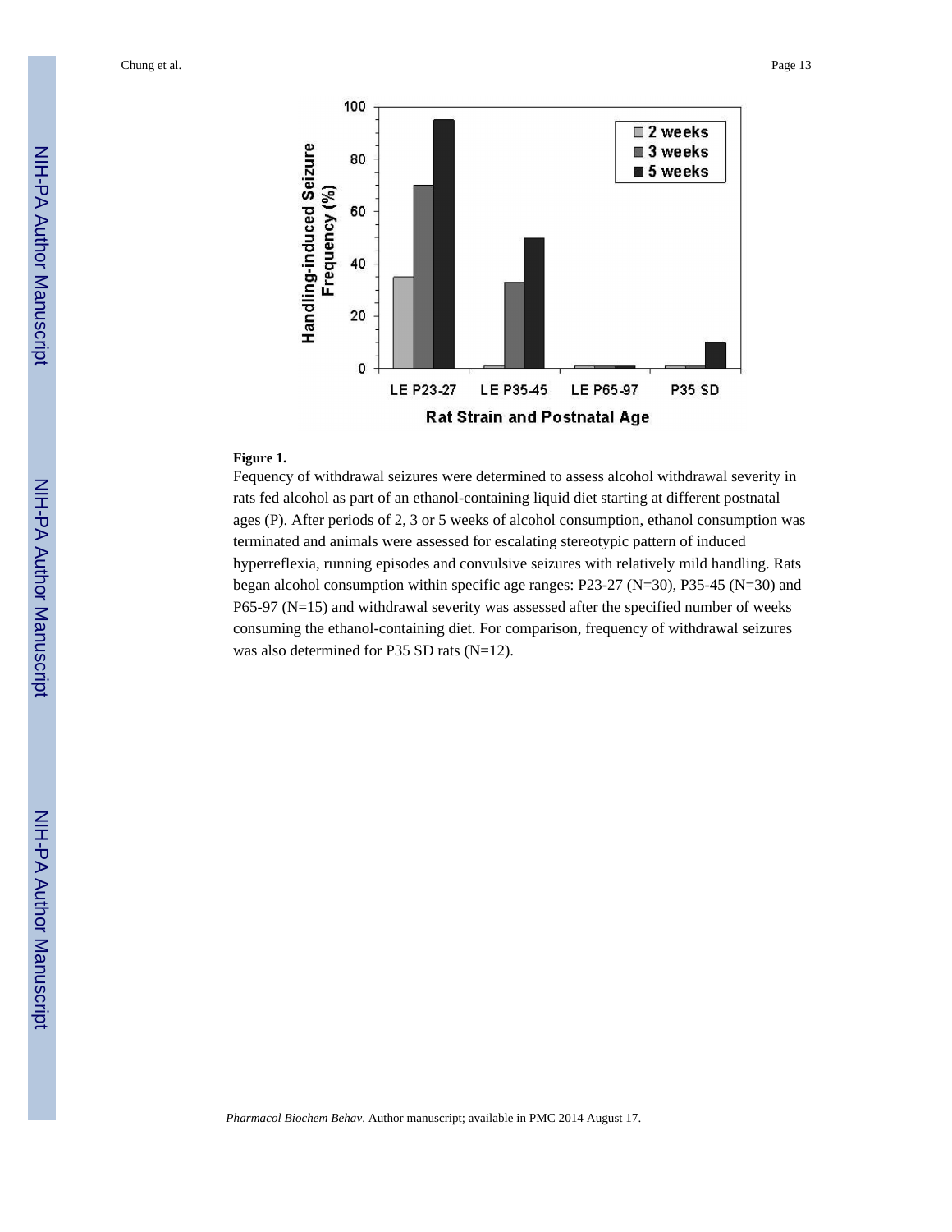**Figure 1.**

Fequency of withdrawal seizures were determined to assess alcohol withdrawal severity in rats fed alcohol as part of an ethanol-containing liquid diet starting at different postnatal ages (P). After periods of 2, 3 or 5 weeks of alcohol consumption, ethanol consumption was terminated and animals were assessed for escalating stereotypic pattern of induced hyperreflexia, running episodes and convulsive seizures with relatively mild handling. Rats began alcohol consumption within specific age ranges: P23-27 (N=30), P35-45 (N=30) and P65-97 (N=15) and withdrawal severity was assessed after the specified number of weeks consuming the ethanol-containing diet. For comparison, frequency of withdrawal seizures was also determined for P35 SD rats (N=12).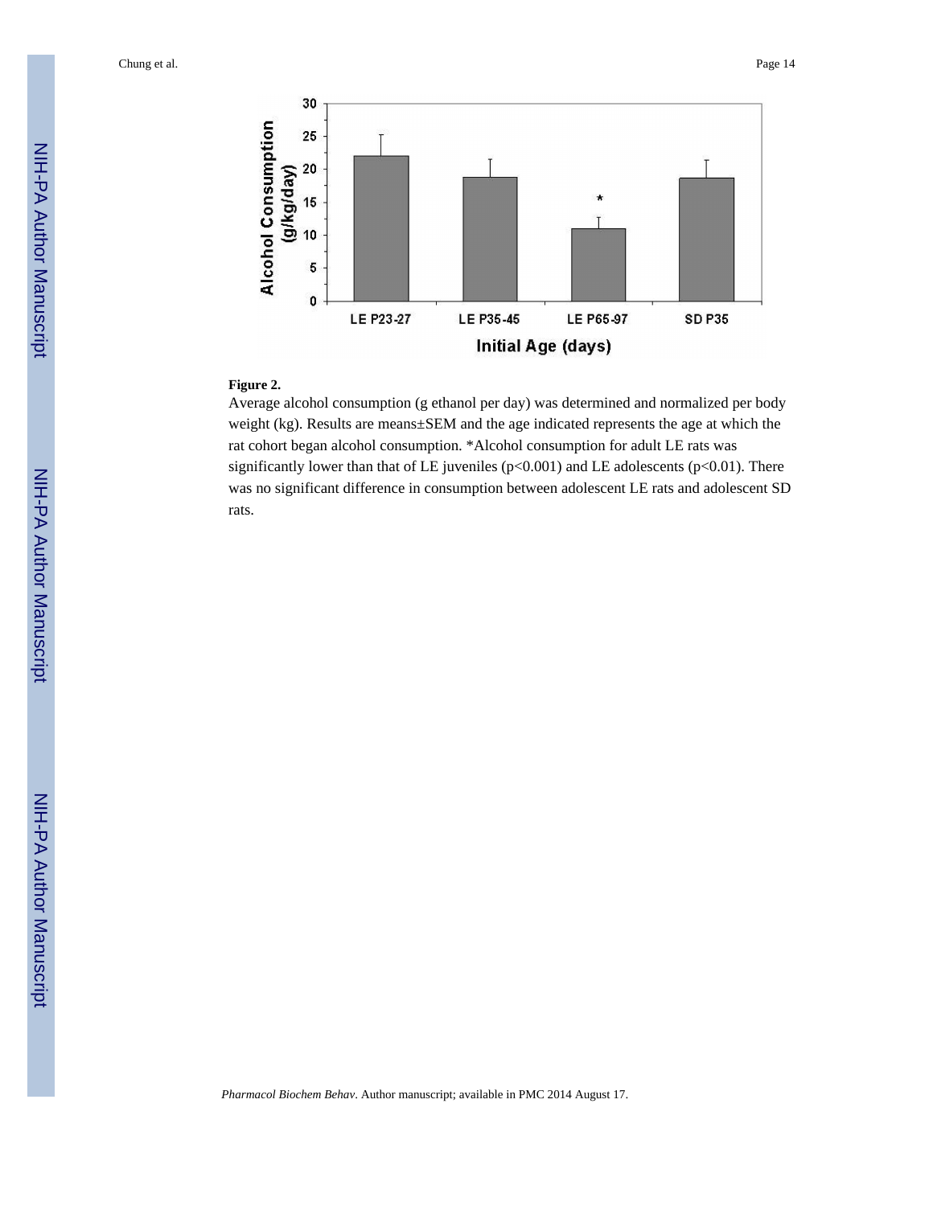**Figure 2.**

Average alcohol consumption (g ethanol per day) was determined and normalized per body weight (kg). Results are means±SEM and the age indicated represents the age at which the rat cohort began alcohol consumption. *Alcohol consumption for adult LE rats was significantly lower than that of LE juveniles ($p<0.001$) and LE adolescents ($p<0.01$). There was no significant difference in consumption between adolescent LE rats and adolescent SD rats.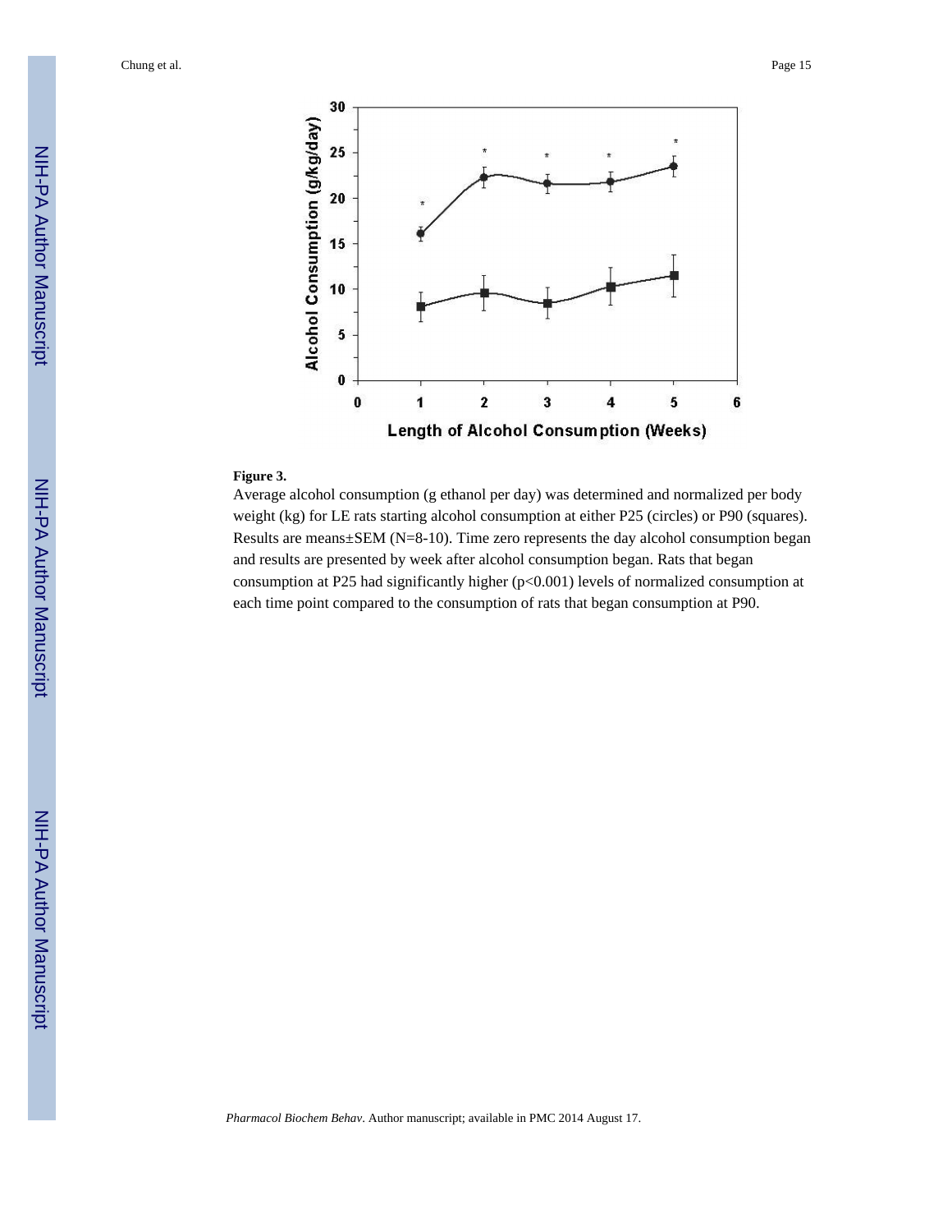**Figure 3.**

Average alcohol consumption (g ethanol per day) was determined and normalized per body weight (kg) for LE rats starting alcohol consumption at either P25 (circles) or P90 (squares). Results are means±SEM (N=8-10). Time zero represents the day alcohol consumption began and results are presented by week after alcohol consumption began. Rats that began consumption at P25 had significantly higher ($p<0.001$) levels of normalized consumption at each time point compared to the consumption of rats that began consumption at P90.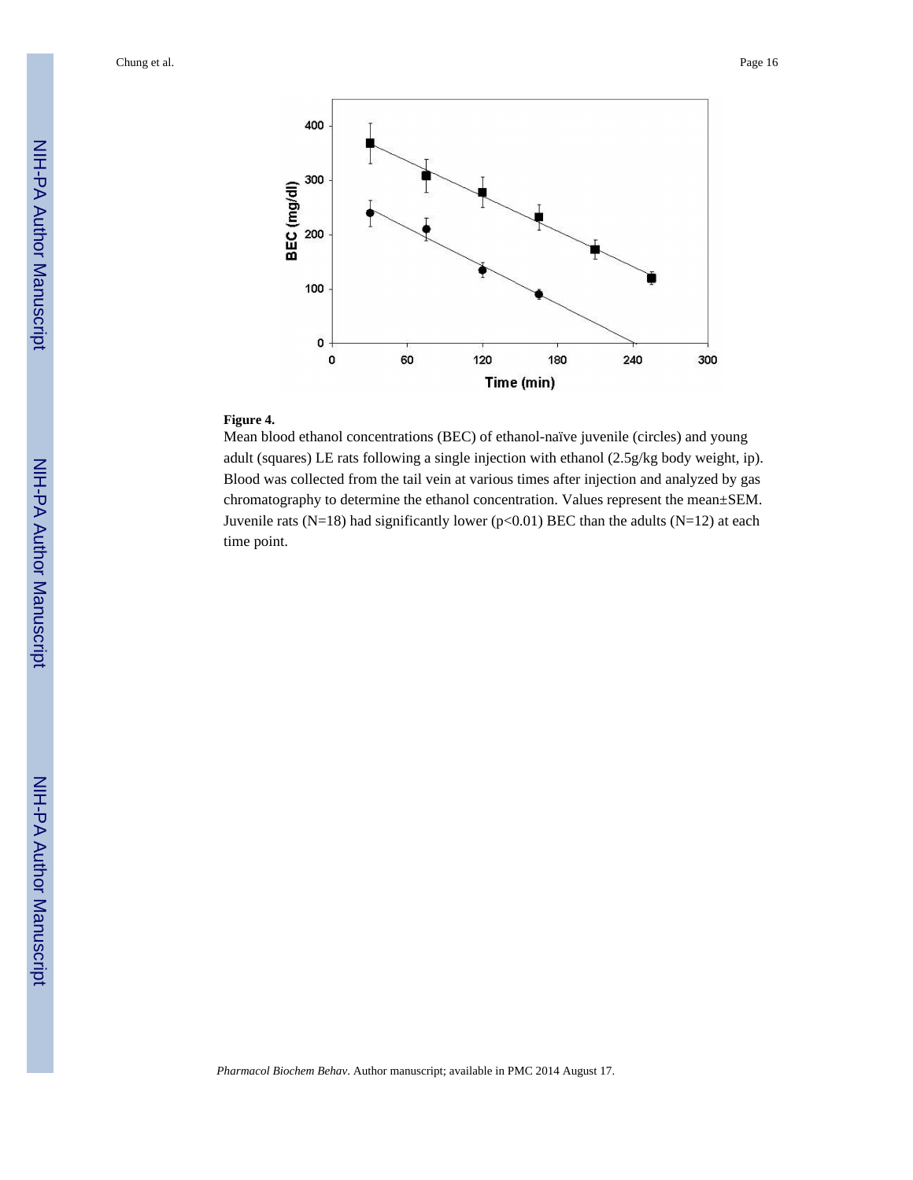**Figure 4.**

Mean blood ethanol concentrations (BEC) of ethanol-naïve juvenile (circles) and young adult (squares) LE rats following a single injection with ethanol (2.5g/kg body weight, ip). Blood was collected from the tail vein at various times after injection and analyzed by gas chromatography to determine the ethanol concentration. Values represent the mean±SEM. Juvenile rats (N=18) had significantly lower ($p<0.01$) BEC than the adults (N=12) at each time point.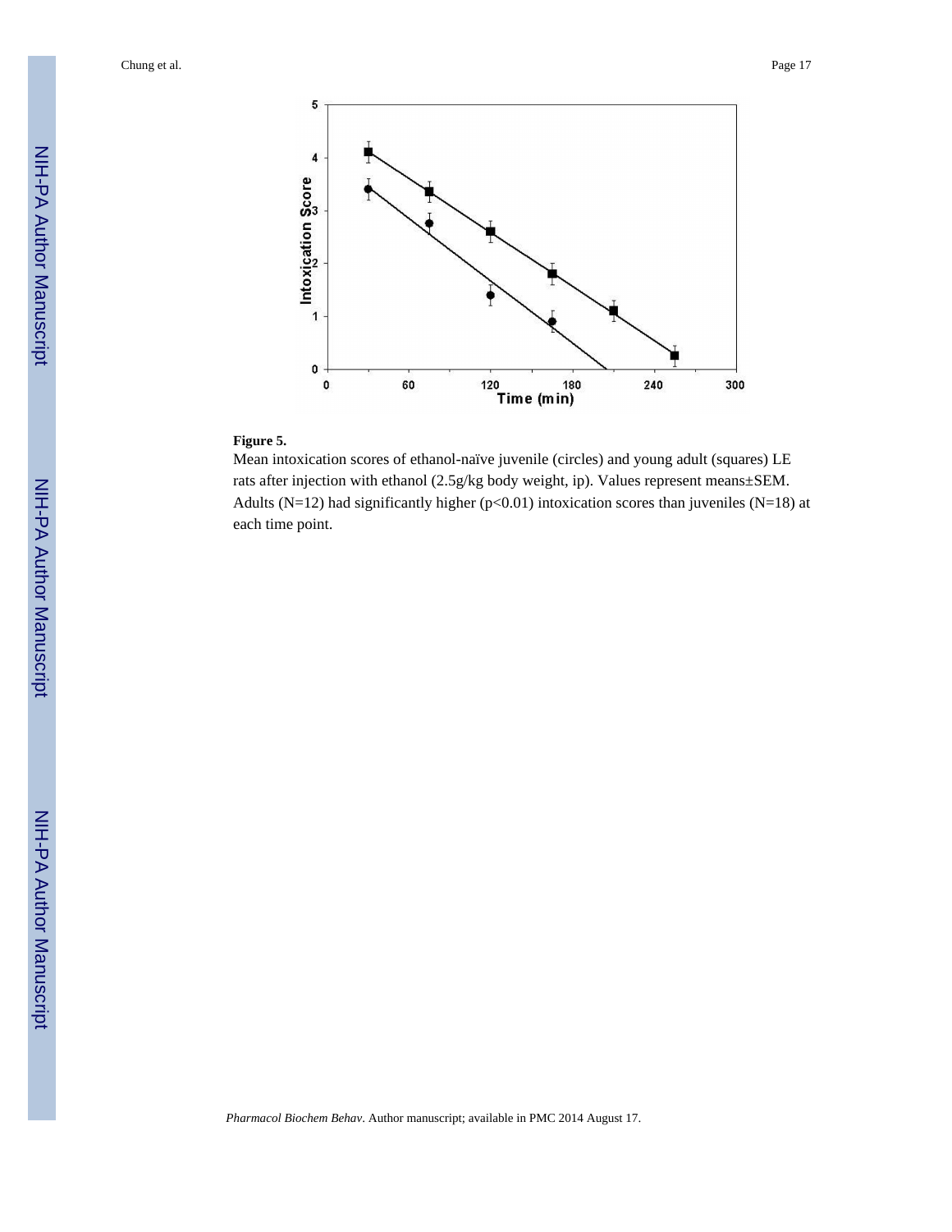**Figure 5.**

Mean intoxication scores of ethanol-naïve juvenile (circles) and young adult (squares) LE rats after injection with ethanol (2.5g/kg body weight, ip). Values represent means±SEM. Adults (N=12) had significantly higher ($p<0.01$) intoxication scores than juveniles (N=18) at each time point.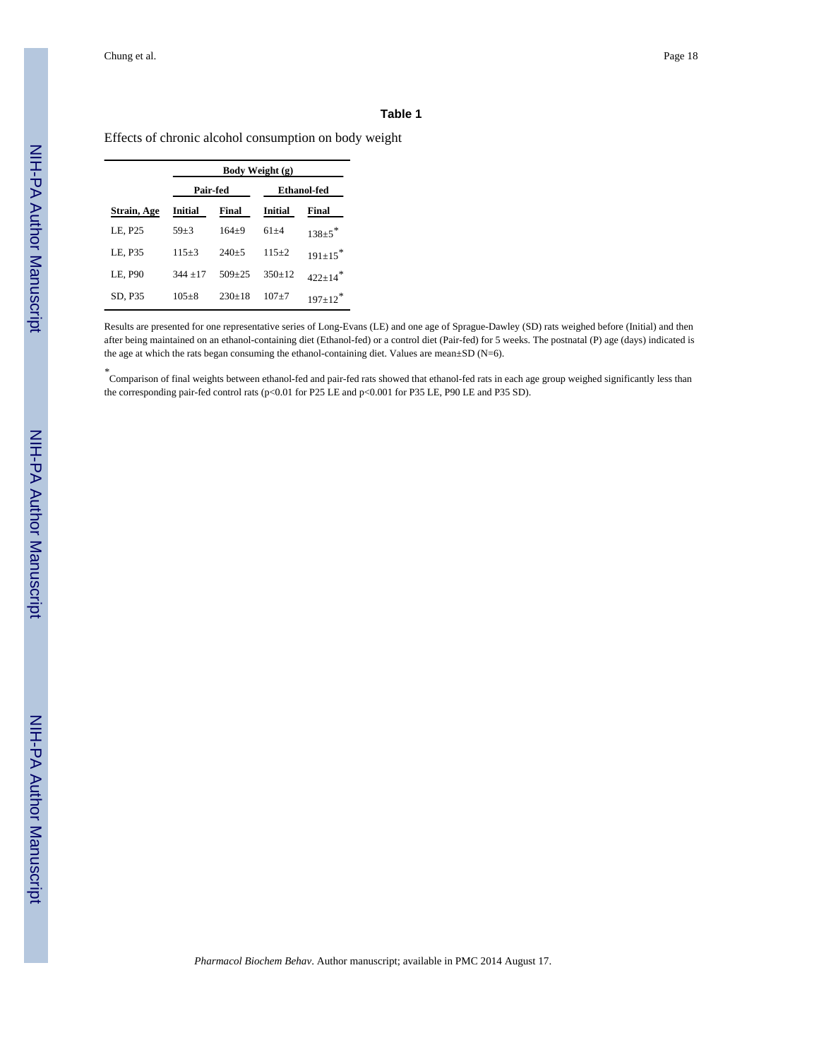## Table 1

Effects of chronic alcohol consumption on body weight

| | Body Weight (g) | | | |
|---|---|---|---|---|
| | Pair-fed | | Ethanol-fed | |
| Strain, Age | Initial | Final | Initial | Final |
| LE, P25 | 59±3 | 164±9 | 61±4 | 138±5* |
| LE, P35 | 115±3 | 240±5 | 115±2 | 191±15* |
| LE, P90 | 344 ±17 | 509±25 | 350±12 | 422±14* |
| SD, P35 | 105±8 | 230±18 | 107±7 | 197±12* |

Results are presented for one representative series of Long-Evans (LE) and one age of Sprague-Dawley (SD) rats weighed before (Initial) and then after being maintained on an ethanol-containing diet (Ethanol-fed) or a control diet (Pair-fed) for 5 weeks. The postnatal (P) age (days) indicated is the age at which the rats began consuming the ethanol-containing diet. Values are mean±SD (N=6).

* Comparison of final weights between ethanol-fed and pair-fed rats showed that ethanol-fed rats in each age group weighed significantly less than the corresponding pair-fed control rats ($p<0.01$ for P25 LE and $p<0.001$ for P35 LE, P90 LE and P35 SD).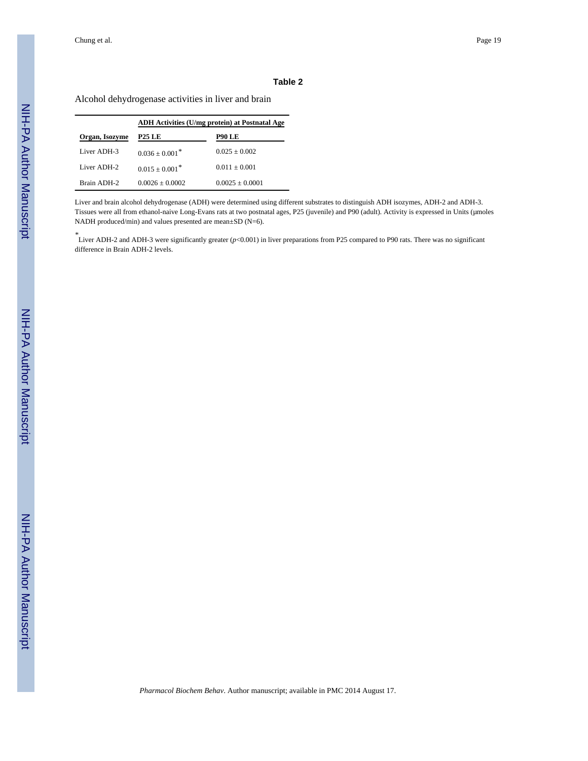## Table 2

Alcohol dehydrogenase activities in liver and brain

| | ADH Activities (U/mg protein) at Postnatal Age | |
|---|---|---|
| **Organ, Isozyme** | **P25 LE** | **P90 LE** |
| Liver ADH-3 | 0.036 ± 0.001* | 0.025 ± 0.002 |
| Liver ADH-2 | 0.015 ± 0.001* | 0.011 ± 0.001 |
| Brain ADH-2 | 0.0026 ± 0.0002 | 0.0025 ± 0.0001 |

Liver and brain alcohol dehydrogenase (ADH) were determined using different substrates to distinguish ADH isozymes, ADH-2 and ADH-3. Tissues were all from ethanol-naive Long-Evans rats at two postnatal ages, P25 (juvenile) and P90 (adult). Activity is expressed in Units (μmoles NADH produced/min) and values presented are mean±SD (N=6).

*Liver ADH-2 and ADH-3 were significantly greater ($p<0.001$) in liver preparations from P25 compared to P90 rats. There was no significant difference in Brain ADH-2 levels.